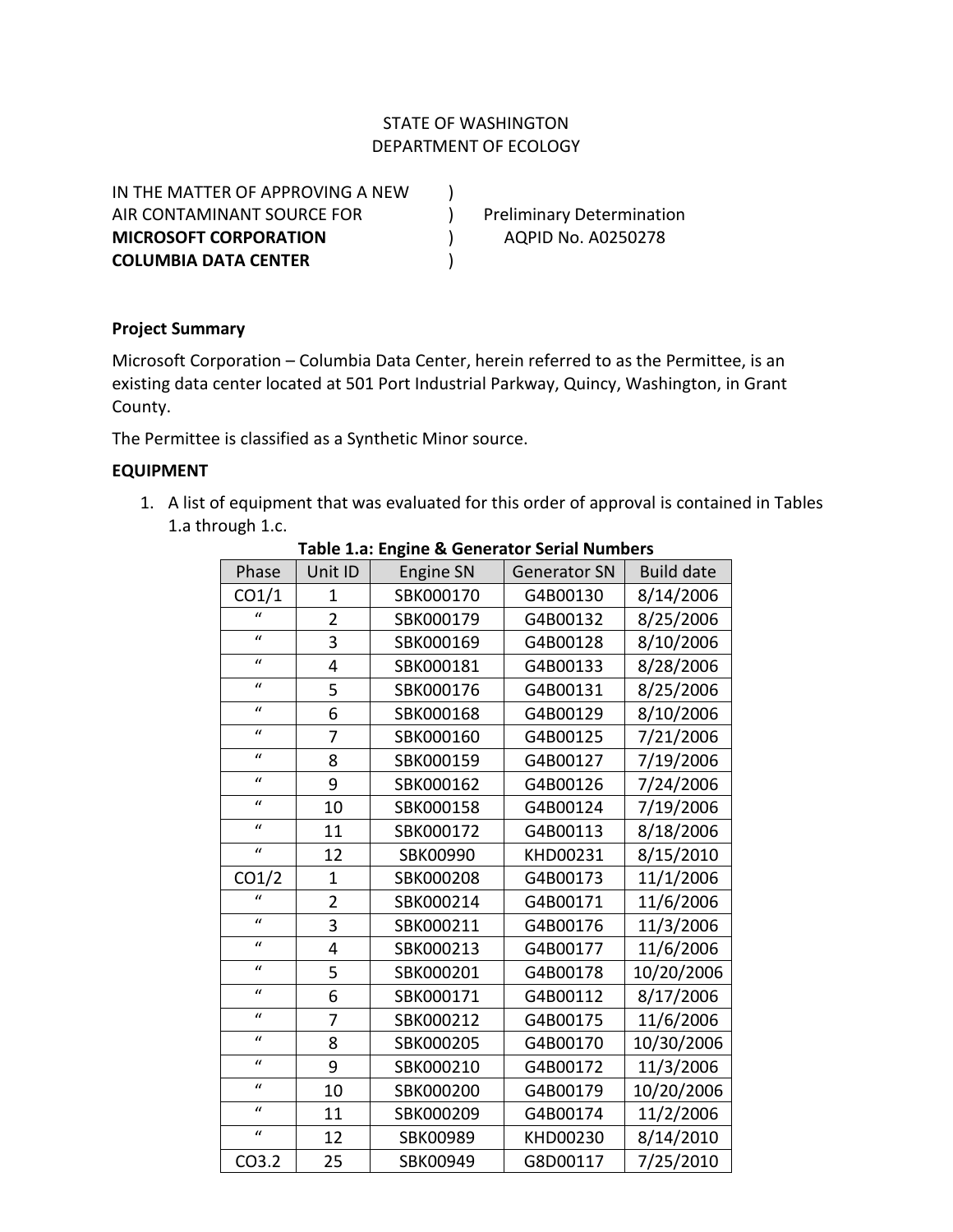STATE OF WASHINGTON
DEPARTMENT OF ECOLOGY

IN THE MATTER OF APPROVING A NEW )
AIR CONTAMINANT SOURCE FOR ) Preliminary Determination
**MICROSOFT CORPORATION** ) AQPID No. A0250278
**COLUMBIA DATA CENTER** )

**Project Summary**

Microsoft Corporation – Columbia Data Center, herein referred to as the Permittee, is an existing data center located at 501 Port Industrial Parkway, Quincy, Washington, in Grant County.

The Permittee is classified as a Synthetic Minor source.

**EQUIPMENT**

1. A list of equipment that was evaluated for this order of approval is contained in Tables 1.a through 1.c.

**Table 1.a: Engine & Generator Serial Numbers**

| Phase | Unit ID | Engine SN | Generator SN | Build date |
|---|---|---|---|---|
| CO1/1 | 1 | SBK000170 | G4B00130 | 8/14/2006 |
| " | 2 | SBK000179 | G4B00132 | 8/25/2006 |
| " | 3 | SBK000169 | G4B00128 | 8/10/2006 |
| " | 4 | SBK000181 | G4B00133 | 8/28/2006 |
| " | 5 | SBK000176 | G4B00131 | 8/25/2006 |
| " | 6 | SBK000168 | G4B00129 | 8/10/2006 |
| " | 7 | SBK000160 | G4B00125 | 7/21/2006 |
| " | 8 | SBK000159 | G4B00127 | 7/19/2006 |
| " | 9 | SBK000162 | G4B00126 | 7/24/2006 |
| " | 10 | SBK000158 | G4B00124 | 7/19/2006 |
| " | 11 | SBK000172 | G4B00113 | 8/18/2006 |
| " | 12 | SBK00990 | KHD00231 | 8/15/2010 |
| CO1/2 | 1 | SBK000208 | G4B00173 | 11/1/2006 |
| " | 2 | SBK000214 | G4B00171 | 11/6/2006 |
| " | 3 | SBK000211 | G4B00176 | 11/3/2006 |
| " | 4 | SBK000213 | G4B00177 | 11/6/2006 |
| " | 5 | SBK000201 | G4B00178 | 10/20/2006 |
| " | 6 | SBK000171 | G4B00112 | 8/17/2006 |
| " | 7 | SBK000212 | G4B00175 | 11/6/2006 |
| " | 8 | SBK000205 | G4B00170 | 10/30/2006 |
| " | 9 | SBK000210 | G4B00172 | 11/3/2006 |
| " | 10 | SBK000200 | G4B00179 | 10/20/2006 |
| " | 11 | SBK000209 | G4B00174 | 11/2/2006 |
| " | 12 | SBK00989 | KHD00230 | 8/14/2010 |
| CO3.2 | 25 | SBK00949 | G8D00117 | 7/25/2010 |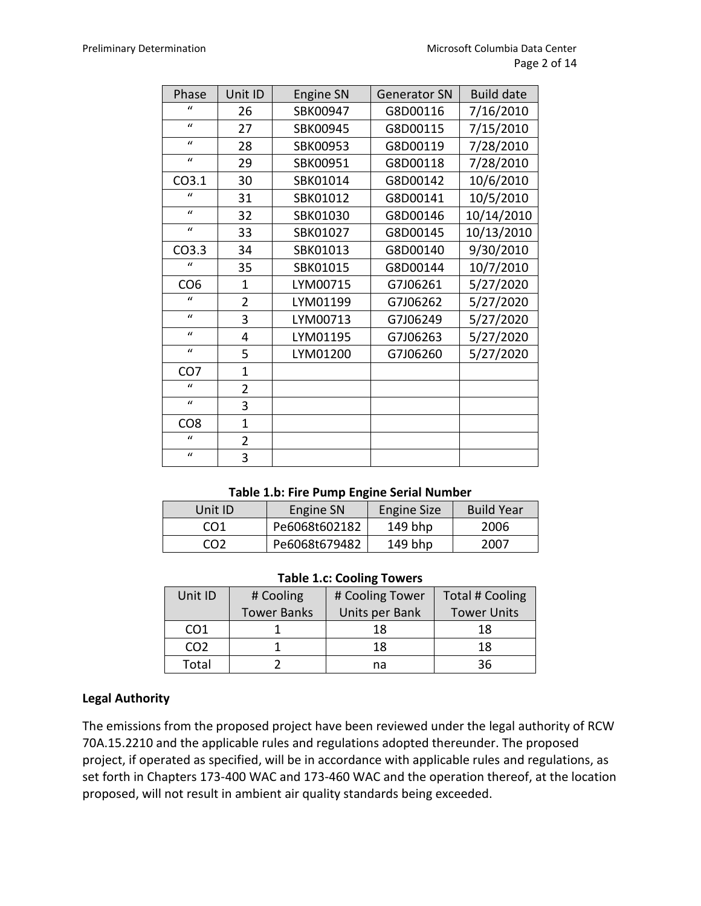| Phase | Unit ID | Engine SN | Generator SN | Build date |
| --- | --- | --- | --- | --- |
| " | 26 | SBK00947 | G8D00116 | 7/16/2010 |
| " | 27 | SBK00945 | G8D00115 | 7/15/2010 |
| " | 28 | SBK00953 | G8D00119 | 7/28/2010 |
| " | 29 | SBK00951 | G8D00118 | 7/28/2010 |
| CO3.1 | 30 | SBK01014 | G8D00142 | 10/6/2010 |
| " | 31 | SBK01012 | G8D00141 | 10/5/2010 |
| " | 32 | SBK01030 | G8D00146 | 10/14/2010 |
| " | 33 | SBK01027 | G8D00145 | 10/13/2010 |
| CO3.3 | 34 | SBK01013 | G8D00140 | 9/30/2010 |
| " | 35 | SBK01015 | G8D00144 | 10/7/2010 |
| CO6 | 1 | LYM00715 | G7J06261 | 5/27/2020 |
| " | 2 | LYM01199 | G7J06262 | 5/27/2020 |
| " | 3 | LYM00713 | G7J06249 | 5/27/2020 |
| " | 4 | LYM01195 | G7J06263 | 5/27/2020 |
| " | 5 | LYM01200 | G7J06260 | 5/27/2020 |
| CO7 | 1 | | | |
| " | 2 | | | |
| " | 3 | | | |
| CO8 | 1 | | | |
| " | 2 | | | |
| " | 3 | | | |

**Table 1.b: Fire Pump Engine Serial Number**

| Unit ID | Engine SN | Engine Size | Build Year |
| --- | --- | --- | --- |
| CO1 | Pe6068t602182 | 149 bhp | 2006 |
| CO2 | Pe6068t679482 | 149 bhp | 2007 |

**Table 1.c: Cooling Towers**

| Unit ID | # Cooling Tower Banks | # Cooling Tower Units per Bank | Total # Cooling Tower Units |
| --- | --- | --- | --- |
| CO1 | 1 | 18 | 18 |
| CO2 | 1 | 18 | 18 |
| Total | 2 | na | 36 |

## Legal Authority

The emissions from the proposed project have been reviewed under the legal authority of RCW 70A.15.2210 and the applicable rules and regulations adopted thereunder. The proposed project, if operated as specified, will be in accordance with applicable rules and regulations, as set forth in Chapters 173-400 WAC and 173-460 WAC and the operation thereof, at the location proposed, will not result in ambient air quality standards being exceeded.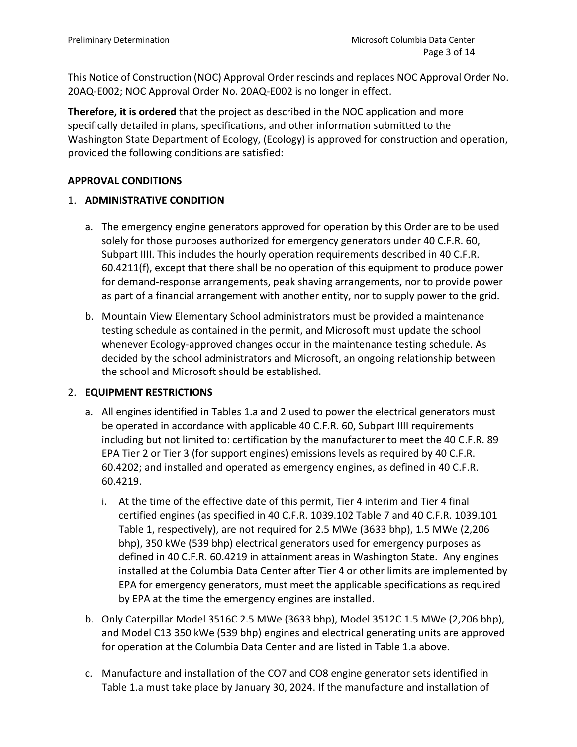This Notice of Construction (NOC) Approval Order rescinds and replaces NOC Approval Order No. 20AQ-E002; NOC Approval Order No. 20AQ-E002 is no longer in effect.

**Therefore, it is ordered** that the project as described in the NOC application and more specifically detailed in plans, specifications, and other information submitted to the Washington State Department of Ecology, (Ecology) is approved for construction and operation, provided the following conditions are satisfied:

## APPROVAL CONDITIONS

### 1. ADMINISTRATIVE CONDITION

a. The emergency engine generators approved for operation by this Order are to be used solely for those purposes authorized for emergency generators under 40 C.F.R. 60, Subpart IIII. This includes the hourly operation requirements described in 40 C.F.R. 60.4211(f), except that there shall be no operation of this equipment to produce power for demand-response arrangements, peak shaving arrangements, nor to provide power as part of a financial arrangement with another entity, nor to supply power to the grid.

b. Mountain View Elementary School administrators must be provided a maintenance testing schedule as contained in the permit, and Microsoft must update the school whenever Ecology-approved changes occur in the maintenance testing schedule. As decided by the school administrators and Microsoft, an ongoing relationship between the school and Microsoft should be established.

### 2. EQUIPMENT RESTRICTIONS

a. All engines identified in Tables 1.a and 2 used to power the electrical generators must be operated in accordance with applicable 40 C.F.R. 60, Subpart IIII requirements including but not limited to: certification by the manufacturer to meet the 40 C.F.R. 89 EPA Tier 2 or Tier 3 (for support engines) emissions levels as required by 40 C.F.R. 60.4202; and installed and operated as emergency engines, as defined in 40 C.F.R. 60.4219.

   i. At the time of the effective date of this permit, Tier 4 interim and Tier 4 final certified engines (as specified in 40 C.F.R. 1039.102 Table 7 and 40 C.F.R. 1039.101 Table 1, respectively), are not required for 2.5 MWe (3633 bhp), 1.5 MWe (2,206 bhp), 350 kWe (539 bhp) electrical generators used for emergency purposes as defined in 40 C.F.R. 60.4219 in attainment areas in Washington State. Any engines installed at the Columbia Data Center after Tier 4 or other limits are implemented by EPA for emergency generators, must meet the applicable specifications as required by EPA at the time the emergency engines are installed.

b. Only Caterpillar Model 3516C 2.5 MWe (3633 bhp), Model 3512C 1.5 MWe (2,206 bhp), and Model C13 350 kWe (539 bhp) engines and electrical generating units are approved for operation at the Columbia Data Center and are listed in Table 1.a above.

c. Manufacture and installation of the CO7 and CO8 engine generator sets identified in Table 1.a must take place by January 30, 2024. If the manufacture and installation of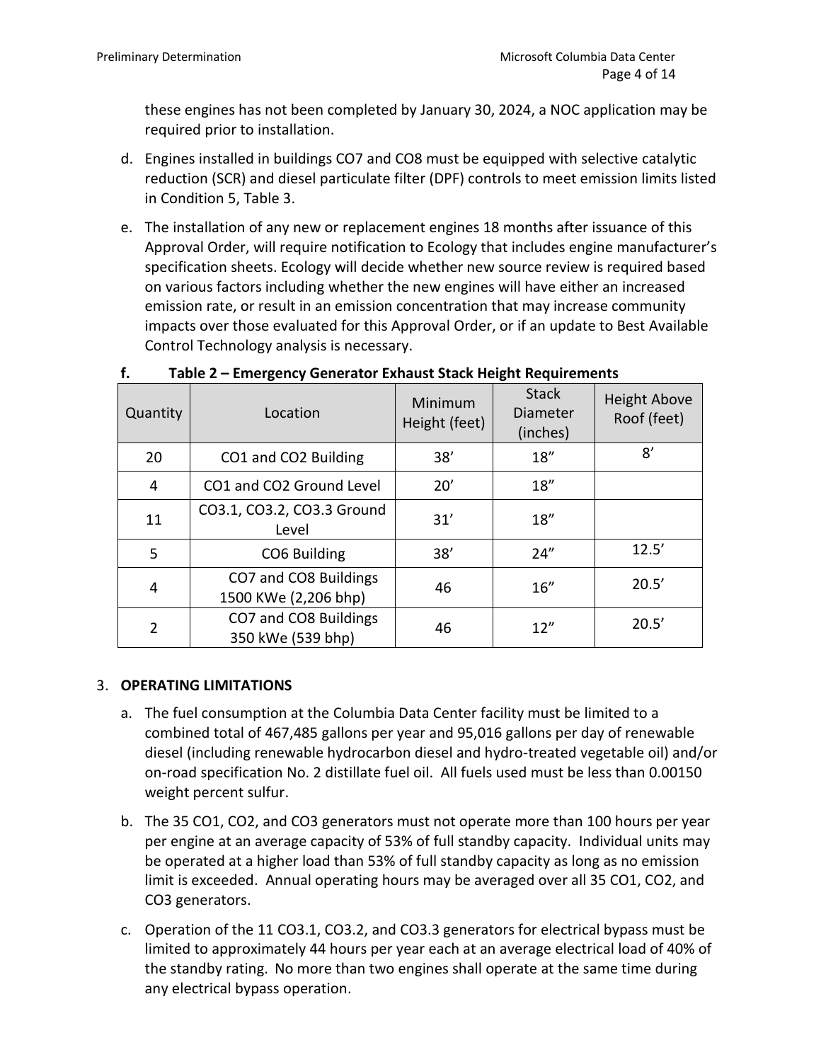these engines has not been completed by January 30, 2024, a NOC application may be required prior to installation.

d. Engines installed in buildings CO7 and CO8 must be equipped with selective catalytic reduction (SCR) and diesel particulate filter (DPF) controls to meet emission limits listed in Condition 5, Table 3.

e. The installation of any new or replacement engines 18 months after issuance of this Approval Order, will require notification to Ecology that includes engine manufacturer's specification sheets. Ecology will decide whether new source review is required based on various factors including whether the new engines will have either an increased emission rate, or result in an emission concentration that may increase community impacts over those evaluated for this Approval Order, or if an update to Best Available Control Technology analysis is necessary.

f. **Table 2 – Emergency Generator Exhaust Stack Height Requirements**

| Quantity | Location | Minimum Height (feet) | Stack Diameter (inches) | Height Above Roof (feet) |
|---|---|---|---|---|
| 20 | CO1 and CO2 Building | 38' | 18" | 8' |
| 4 | CO1 and CO2 Ground Level | 20' | 18" | |
| 11 | CO3.1, CO3.2, CO3.3 Ground Level | 31' | 18" | |
| 5 | CO6 Building | 38' | 24" | 12.5' |
| 4 | CO7 and CO8 Buildings 1500 KWe (2,206 bhp) | 46 | 16" | 20.5' |
| 2 | CO7 and CO8 Buildings 350 kWe (539 bhp) | 46 | 12" | 20.5' |

3. **OPERATING LIMITATIONS**

a. The fuel consumption at the Columbia Data Center facility must be limited to a combined total of 467,485 gallons per year and 95,016 gallons per day of renewable diesel (including renewable hydrocarbon diesel and hydro-treated vegetable oil) and/or on-road specification No. 2 distillate fuel oil. All fuels used must be less than 0.00150 weight percent sulfur.

b. The 35 CO1, CO2, and CO3 generators must not operate more than 100 hours per year per engine at an average capacity of 53% of full standby capacity. Individual units may be operated at a higher load than 53% of full standby capacity as long as no emission limit is exceeded. Annual operating hours may be averaged over all 35 CO1, CO2, and CO3 generators.

c. Operation of the 11 CO3.1, CO3.2, and CO3.3 generators for electrical bypass must be limited to approximately 44 hours per year each at an average electrical load of 40% of the standby rating. No more than two engines shall operate at the same time during any electrical bypass operation.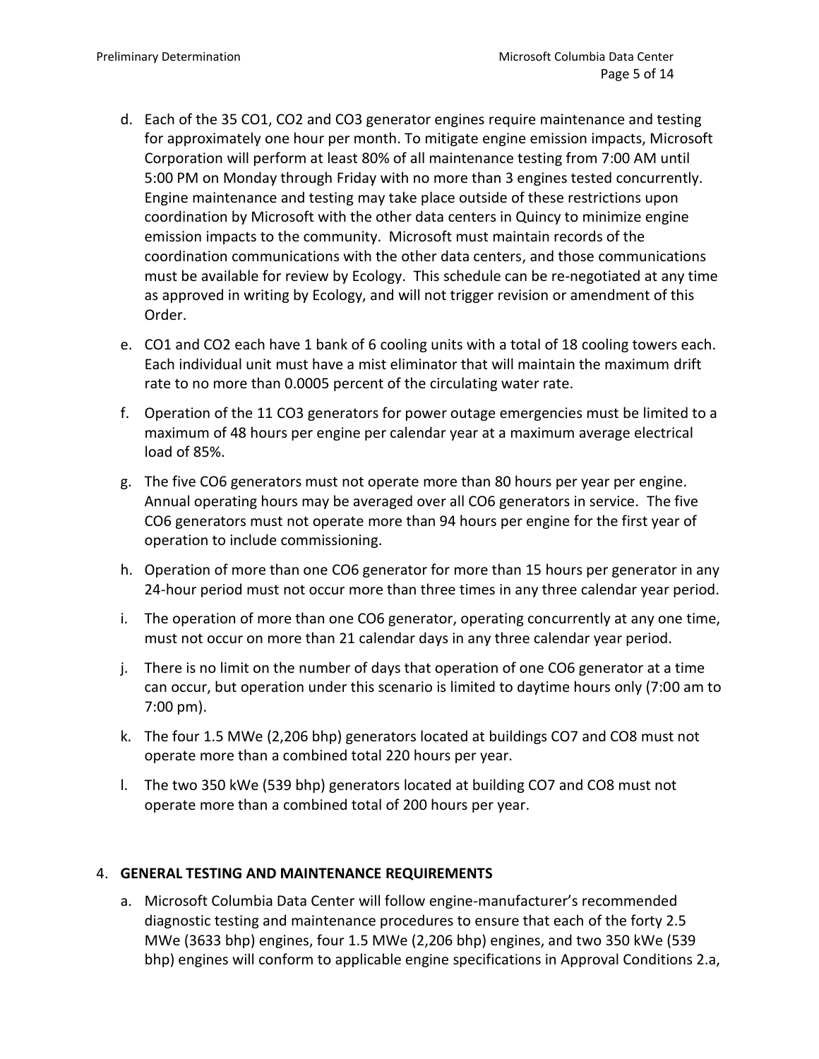d. Each of the 35 CO1, CO2 and CO3 generator engines require maintenance and testing for approximately one hour per month. To mitigate engine emission impacts, Microsoft Corporation will perform at least 80% of all maintenance testing from 7:00 AM until 5:00 PM on Monday through Friday with no more than 3 engines tested concurrently. Engine maintenance and testing may take place outside of these restrictions upon coordination by Microsoft with the other data centers in Quincy to minimize engine emission impacts to the community. Microsoft must maintain records of the coordination communications with the other data centers, and those communications must be available for review by Ecology. This schedule can be re-negotiated at any time as approved in writing by Ecology, and will not trigger revision or amendment of this Order.

e. CO1 and CO2 each have 1 bank of 6 cooling units with a total of 18 cooling towers each. Each individual unit must have a mist eliminator that will maintain the maximum drift rate to no more than 0.0005 percent of the circulating water rate.

f. Operation of the 11 CO3 generators for power outage emergencies must be limited to a maximum of 48 hours per engine per calendar year at a maximum average electrical load of 85%.

g. The five CO6 generators must not operate more than 80 hours per year per engine. Annual operating hours may be averaged over all CO6 generators in service. The five CO6 generators must not operate more than 94 hours per engine for the first year of operation to include commissioning.

h. Operation of more than one CO6 generator for more than 15 hours per generator in any 24-hour period must not occur more than three times in any three calendar year period.

i. The operation of more than one CO6 generator, operating concurrently at any one time, must not occur on more than 21 calendar days in any three calendar year period.

j. There is no limit on the number of days that operation of one CO6 generator at a time can occur, but operation under this scenario is limited to daytime hours only (7:00 am to 7:00 pm).

k. The four 1.5 MWe (2,206 bhp) generators located at buildings CO7 and CO8 must not operate more than a combined total 220 hours per year.

l. The two 350 kWe (539 bhp) generators located at building CO7 and CO8 must not operate more than a combined total of 200 hours per year.

## 4. GENERAL TESTING AND MAINTENANCE REQUIREMENTS

a. Microsoft Columbia Data Center will follow engine-manufacturer's recommended diagnostic testing and maintenance procedures to ensure that each of the forty 2.5 MWe (3633 bhp) engines, four 1.5 MWe (2,206 bhp) engines, and two 350 kWe (539 bhp) engines will conform to applicable engine specifications in Approval Conditions 2.a,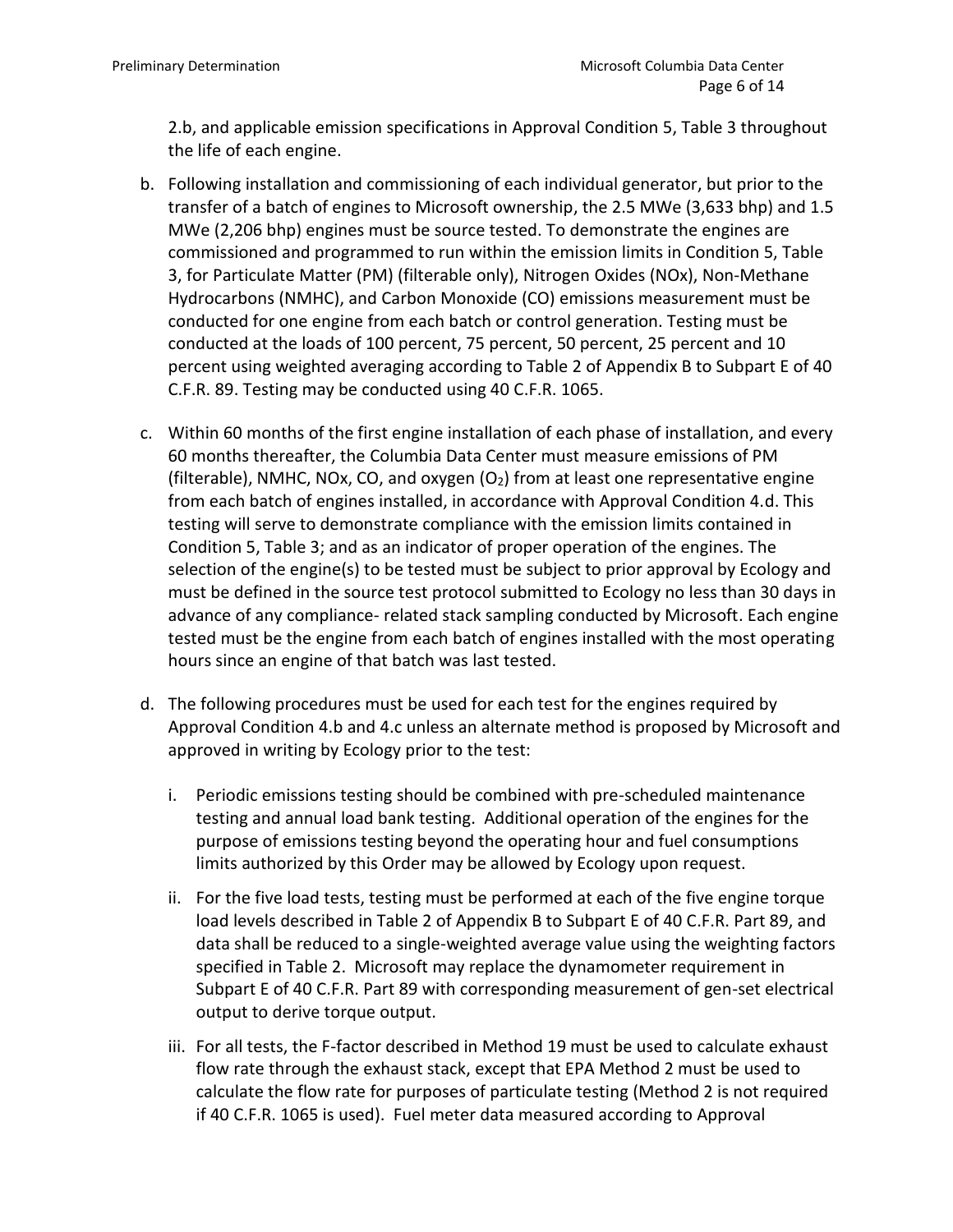2.b, and applicable emission specifications in Approval Condition 5, Table 3 throughout the life of each engine.

b. Following installation and commissioning of each individual generator, but prior to the transfer of a batch of engines to Microsoft ownership, the 2.5 MWe (3,633 bhp) and 1.5 MWe (2,206 bhp) engines must be source tested. To demonstrate the engines are commissioned and programmed to run within the emission limits in Condition 5, Table 3, for Particulate Matter (PM) (filterable only), Nitrogen Oxides (NOx), Non-Methane Hydrocarbons (NMHC), and Carbon Monoxide (CO) emissions measurement must be conducted for one engine from each batch or control generation. Testing must be conducted at the loads of 100 percent, 75 percent, 50 percent, 25 percent and 10 percent using weighted averaging according to Table 2 of Appendix B to Subpart E of 40 C.F.R. 89. Testing may be conducted using 40 C.F.R. 1065.

c. Within 60 months of the first engine installation of each phase of installation, and every 60 months thereafter, the Columbia Data Center must measure emissions of PM (filterable), NMHC, NOx, CO, and oxygen ($O_2$) from at least one representative engine from each batch of engines installed, in accordance with Approval Condition 4.d. This testing will serve to demonstrate compliance with the emission limits contained in Condition 5, Table 3; and as an indicator of proper operation of the engines. The selection of the engine(s) to be tested must be subject to prior approval by Ecology and must be defined in the source test protocol submitted to Ecology no less than 30 days in advance of any compliance- related stack sampling conducted by Microsoft. Each engine tested must be the engine from each batch of engines installed with the most operating hours since an engine of that batch was last tested.

d. The following procedures must be used for each test for the engines required by Approval Condition 4.b and 4.c unless an alternate method is proposed by Microsoft and approved in writing by Ecology prior to the test:

   i. Periodic emissions testing should be combined with pre-scheduled maintenance testing and annual load bank testing. Additional operation of the engines for the purpose of emissions testing beyond the operating hour and fuel consumptions limits authorized by this Order may be allowed by Ecology upon request.

   ii. For the five load tests, testing must be performed at each of the five engine torque load levels described in Table 2 of Appendix B to Subpart E of 40 C.F.R. Part 89, and data shall be reduced to a single-weighted average value using the weighting factors specified in Table 2. Microsoft may replace the dynamometer requirement in Subpart E of 40 C.F.R. Part 89 with corresponding measurement of gen-set electrical output to derive torque output.

   iii. For all tests, the F-factor described in Method 19 must be used to calculate exhaust flow rate through the exhaust stack, except that EPA Method 2 must be used to calculate the flow rate for purposes of particulate testing (Method 2 is not required if 40 C.F.R. 1065 is used). Fuel meter data measured according to Approval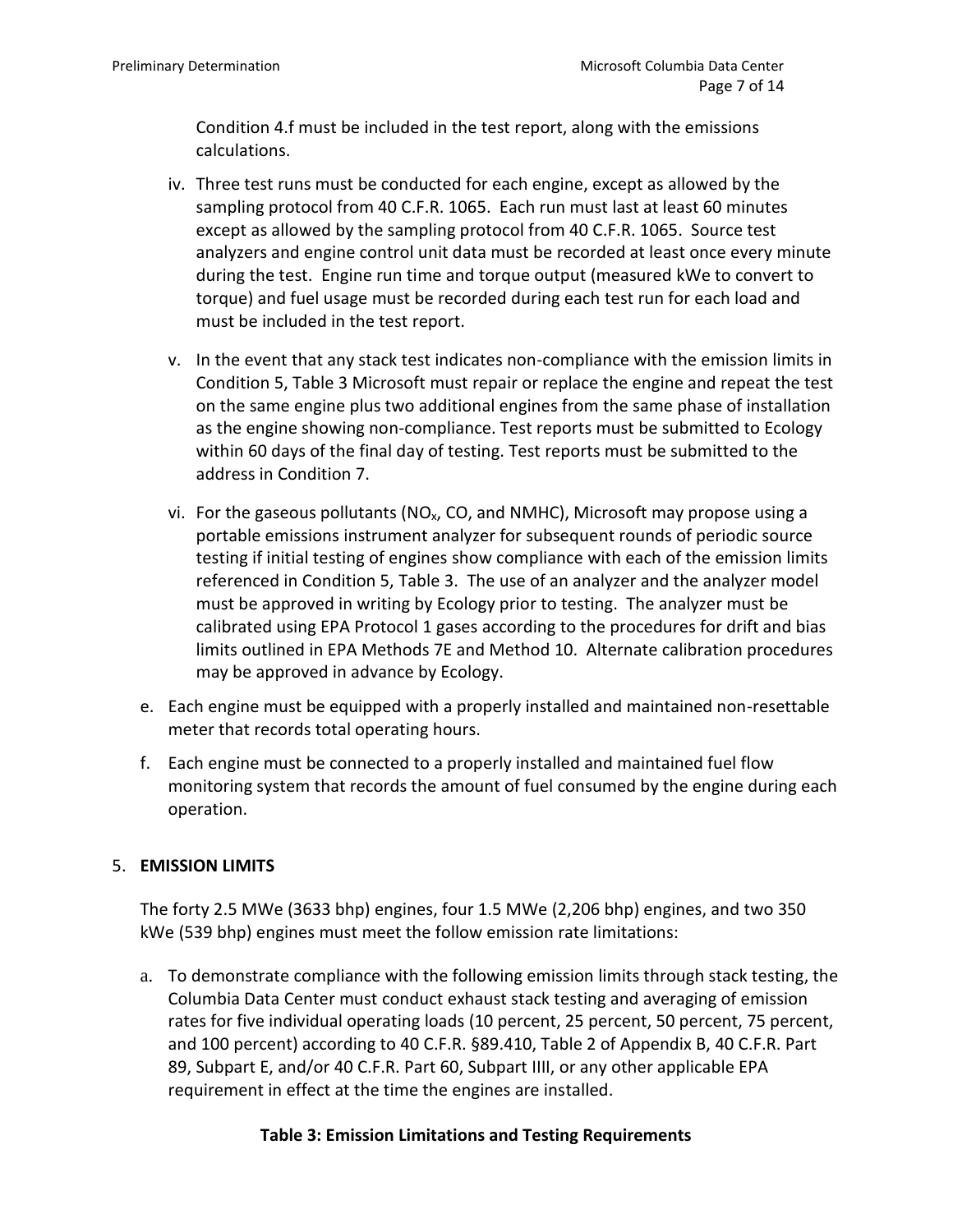Condition 4.f must be included in the test report, along with the emissions calculations.

iv. Three test runs must be conducted for each engine, except as allowed by the sampling protocol from 40 C.F.R. 1065. Each run must last at least 60 minutes except as allowed by the sampling protocol from 40 C.F.R. 1065. Source test analyzers and engine control unit data must be recorded at least once every minute during the test. Engine run time and torque output (measured kWe to convert to torque) and fuel usage must be recorded during each test run for each load and must be included in the test report.

v. In the event that any stack test indicates non-compliance with the emission limits in Condition 5, Table 3 Microsoft must repair or replace the engine and repeat the test on the same engine plus two additional engines from the same phase of installation as the engine showing non-compliance. Test reports must be submitted to Ecology within 60 days of the final day of testing. Test reports must be submitted to the address in Condition 7.

vi. For the gaseous pollutants ($NO_x$, CO, and NMHC), Microsoft may propose using a portable emissions instrument analyzer for subsequent rounds of periodic source testing if initial testing of engines show compliance with each of the emission limits referenced in Condition 5, Table 3. The use of an analyzer and the analyzer model must be approved in writing by Ecology prior to testing. The analyzer must be calibrated using EPA Protocol 1 gases according to the procedures for drift and bias limits outlined in EPA Methods 7E and Method 10. Alternate calibration procedures may be approved in advance by Ecology.

e. Each engine must be equipped with a properly installed and maintained non-resettable meter that records total operating hours.

f. Each engine must be connected to a properly installed and maintained fuel flow monitoring system that records the amount of fuel consumed by the engine during each operation.

## 5. EMISSION LIMITS

The forty 2.5 MWe (3633 bhp) engines, four 1.5 MWe (2,206 bhp) engines, and two 350 kWe (539 bhp) engines must meet the follow emission rate limitations:

a. To demonstrate compliance with the following emission limits through stack testing, the Columbia Data Center must conduct exhaust stack testing and averaging of emission rates for five individual operating loads (10 percent, 25 percent, 50 percent, 75 percent, and 100 percent) according to 40 C.F.R. §89.410, Table 2 of Appendix B, 40 C.F.R. Part 89, Subpart E, and/or 40 C.F.R. Part 60, Subpart IIII, or any other applicable EPA requirement in effect at the time the engines are installed.

**Table 3: Emission Limitations and Testing Requirements**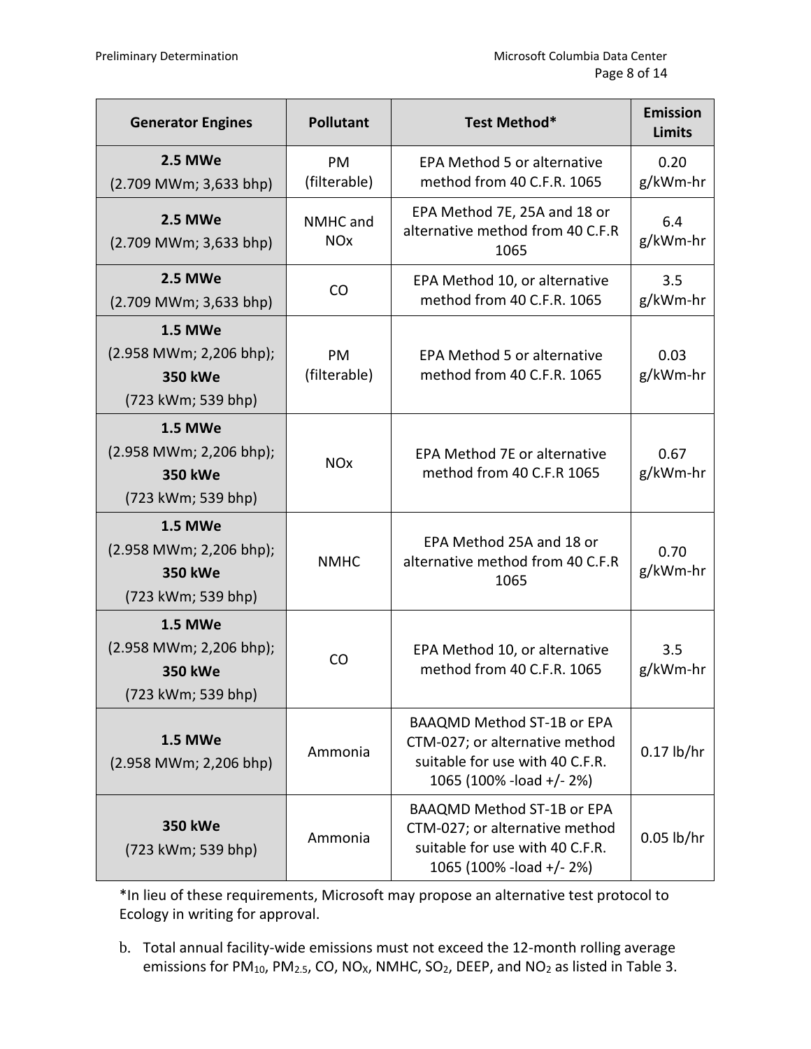| Generator Engines | Pollutant | Test Method* | Emission Limits |
|---|---|---|---|
| **2.5 MWe** (2.709 MWm; 3,633 bhp) | PM (filterable) | EPA Method 5 or alternative method from 40 C.F.R. 1065 | 0.20 g/kWm-hr |
| **2.5 MWe** (2.709 MWm; 3,633 bhp) | NMHC and NOx | EPA Method 7E, 25A and 18 or alternative method from 40 C.F.R 1065 | 6.4 g/kWm-hr |
| **2.5 MWe** (2.709 MWm; 3,633 bhp) | CO | EPA Method 10, or alternative method from 40 C.F.R. 1065 | 3.5 g/kWm-hr |
| **1.5 MWe** (2.958 MWm; 2,206 bhp); **350 kWe** (723 kWm; 539 bhp) | PM (filterable) | EPA Method 5 or alternative method from 40 C.F.R. 1065 | 0.03 g/kWm-hr |
| **1.5 MWe** (2.958 MWm; 2,206 bhp); **350 kWe** (723 kWm; 539 bhp) | NOx | EPA Method 7E or alternative method from 40 C.F.R 1065 | 0.67 g/kWm-hr |
| **1.5 MWe** (2.958 MWm; 2,206 bhp); **350 kWe** (723 kWm; 539 bhp) | NMHC | EPA Method 25A and 18 or alternative method from 40 C.F.R 1065 | 0.70 g/kWm-hr |
| **1.5 MWe** (2.958 MWm; 2,206 bhp); **350 kWe** (723 kWm; 539 bhp) | CO | EPA Method 10, or alternative method from 40 C.F.R. 1065 | 3.5 g/kWm-hr |
| **1.5 MWe** (2.958 MWm; 2,206 bhp) | Ammonia | BAAQMD Method ST-1B or EPA CTM-027; or alternative method suitable for use with 40 C.F.R. 1065 (100% -load +/- 2%) | 0.17 lb/hr |
| **350 kWe** (723 kWm; 539 bhp) | Ammonia | BAAQMD Method ST-1B or EPA CTM-027; or alternative method suitable for use with 40 C.F.R. 1065 (100% -load +/- 2%) | 0.05 lb/hr |

*In lieu of these requirements, Microsoft may propose an alternative test protocol to Ecology in writing for approval.

b. Total annual facility-wide emissions must not exceed the 12-month rolling average emissions for $PM_{10}$, $PM_{2.5}$, CO, $NO_X$, NMHC, $SO_2$, DEEP, and $NO_2$ as listed in Table 3.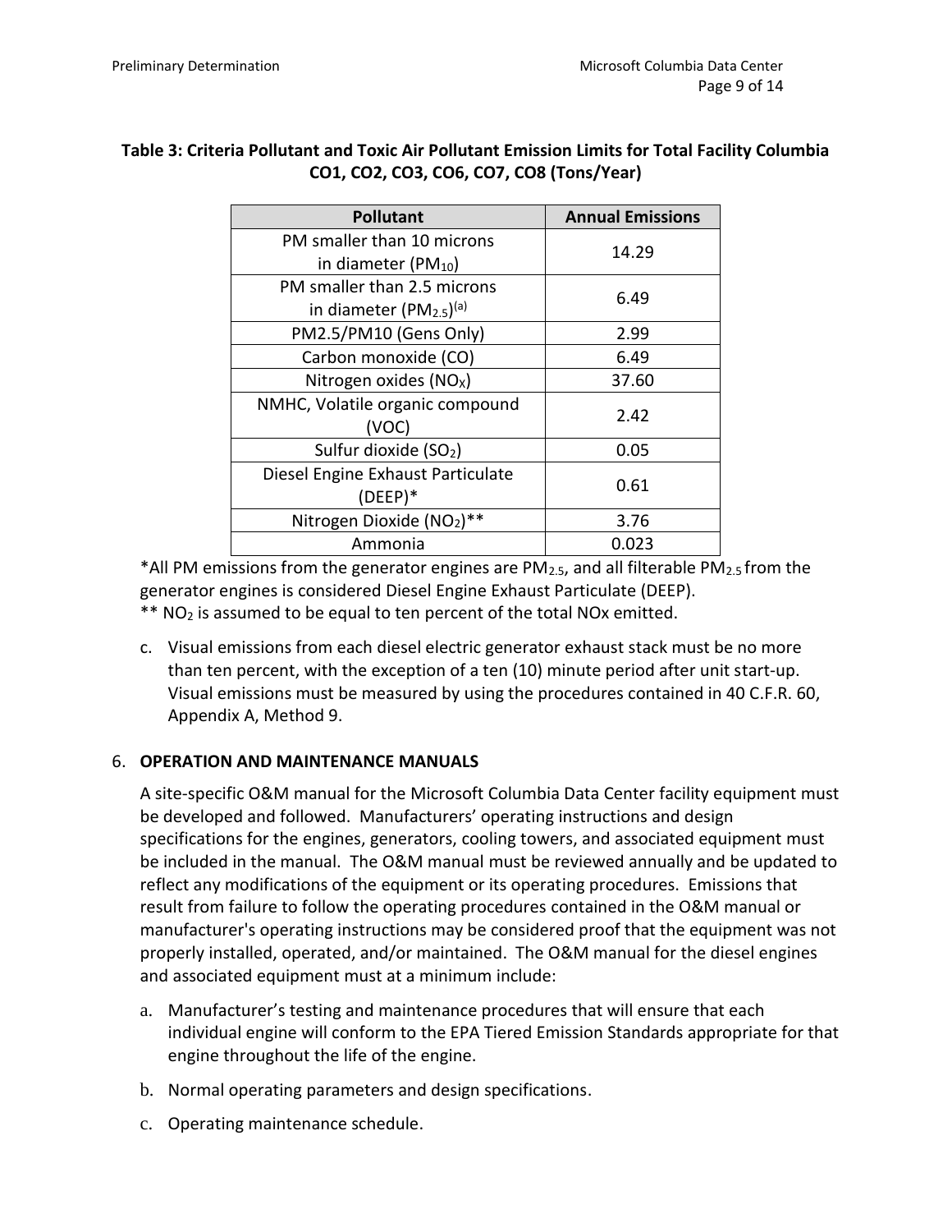**Table 3: Criteria Pollutant and Toxic Air Pollutant Emission Limits for Total Facility Columbia CO1, CO2, CO3, CO6, CO7, CO8 (Tons/Year)**

| Pollutant | Annual Emissions |
|---|---|
| PM smaller than 10 microns in diameter ($PM_{10}$) | 14.29 |
| PM smaller than 2.5 microns in diameter ($PM_{2.5}$)[(a)] | 6.49 |
| PM2.5/PM10 (Gens Only) | 2.99 |
| Carbon monoxide (CO) | 6.49 |
| Nitrogen oxides ($NO_X$) | 37.60 |
| NMHC, Volatile organic compound (VOC) | 2.42 |
| Sulfur dioxide ($SO_2$) | 0.05 |
| Diesel Engine Exhaust Particulate (DEEP)* | 0.61 |
| Nitrogen Dioxide ($NO_2$)** | 3.76 |
| Ammonia | 0.023 |

*All PM emissions from the generator engines are $PM_{2.5}$, and all filterable $PM_{2.5}$ from the generator engines is considered Diesel Engine Exhaust Particulate (DEEP).
** $NO_2$ is assumed to be equal to ten percent of the total NOx emitted.

c. Visual emissions from each diesel electric generator exhaust stack must be no more than ten percent, with the exception of a ten (10) minute period after unit start-up. Visual emissions must be measured by using the procedures contained in 40 C.F.R. 60, Appendix A, Method 9.

6. **OPERATION AND MAINTENANCE MANUALS**

A site-specific O&M manual for the Microsoft Columbia Data Center facility equipment must be developed and followed. Manufacturers' operating instructions and design specifications for the engines, generators, cooling towers, and associated equipment must be included in the manual. The O&M manual must be reviewed annually and be updated to reflect any modifications of the equipment or its operating procedures. Emissions that result from failure to follow the operating procedures contained in the O&M manual or manufacturer's operating instructions may be considered proof that the equipment was not properly installed, operated, and/or maintained. The O&M manual for the diesel engines and associated equipment must at a minimum include:

a. Manufacturer's testing and maintenance procedures that will ensure that each individual engine will conform to the EPA Tiered Emission Standards appropriate for that engine throughout the life of the engine.

b. Normal operating parameters and design specifications.

c. Operating maintenance schedule.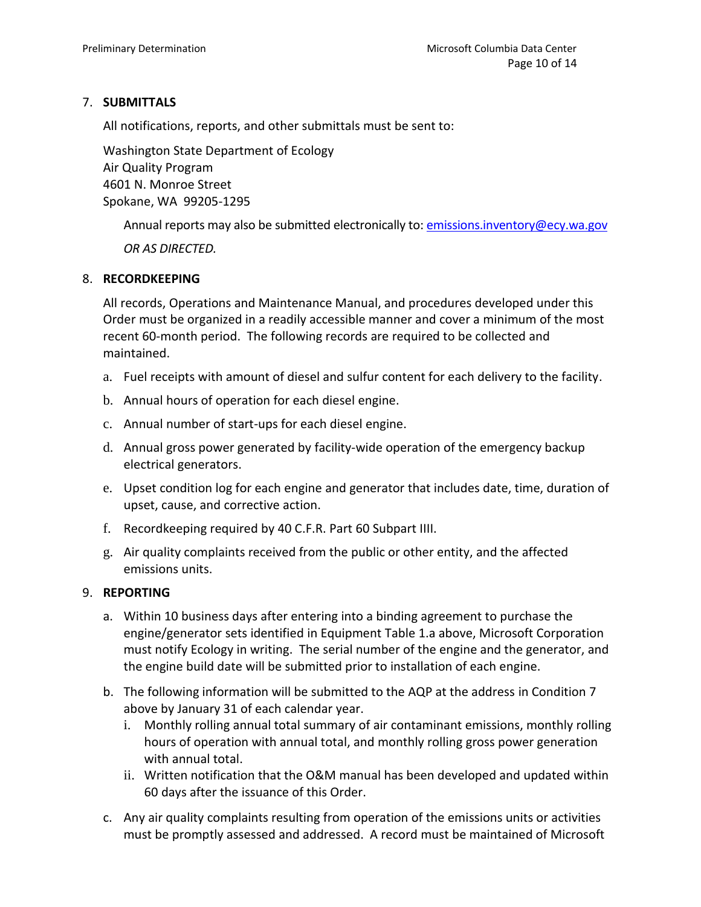7. **SUBMITTALS**

   All notifications, reports, and other submittals must be sent to:

   Washington State Department of Ecology
   Air Quality Program
   4601 N. Monroe Street
   Spokane, WA 99205-1295

   Annual reports may also be submitted electronically to: emissions.inventory@ecy.wa.gov

   *OR AS DIRECTED.*

8. **RECORDKEEPING**

   All records, Operations and Maintenance Manual, and procedures developed under this Order must be organized in a readily accessible manner and cover a minimum of the most recent 60-month period. The following records are required to be collected and maintained.

   a. Fuel receipts with amount of diesel and sulfur content for each delivery to the facility.

   b. Annual hours of operation for each diesel engine.

   c. Annual number of start-ups for each diesel engine.

   d. Annual gross power generated by facility-wide operation of the emergency backup electrical generators.

   e. Upset condition log for each engine and generator that includes date, time, duration of upset, cause, and corrective action.

   f. Recordkeeping required by 40 C.F.R. Part 60 Subpart IIII.

   g. Air quality complaints received from the public or other entity, and the affected emissions units.

9. **REPORTING**

   a. Within 10 business days after entering into a binding agreement to purchase the engine/generator sets identified in Equipment Table 1.a above, Microsoft Corporation must notify Ecology in writing. The serial number of the engine and the generator, and the engine build date will be submitted prior to installation of each engine.

   b. The following information will be submitted to the AQP at the address in Condition 7 above by January 31 of each calendar year.

      i. Monthly rolling annual total summary of air contaminant emissions, monthly rolling hours of operation with annual total, and monthly rolling gross power generation with annual total.

      ii. Written notification that the O&M manual has been developed and updated within 60 days after the issuance of this Order.

   c. Any air quality complaints resulting from operation of the emissions units or activities must be promptly assessed and addressed. A record must be maintained of Microsoft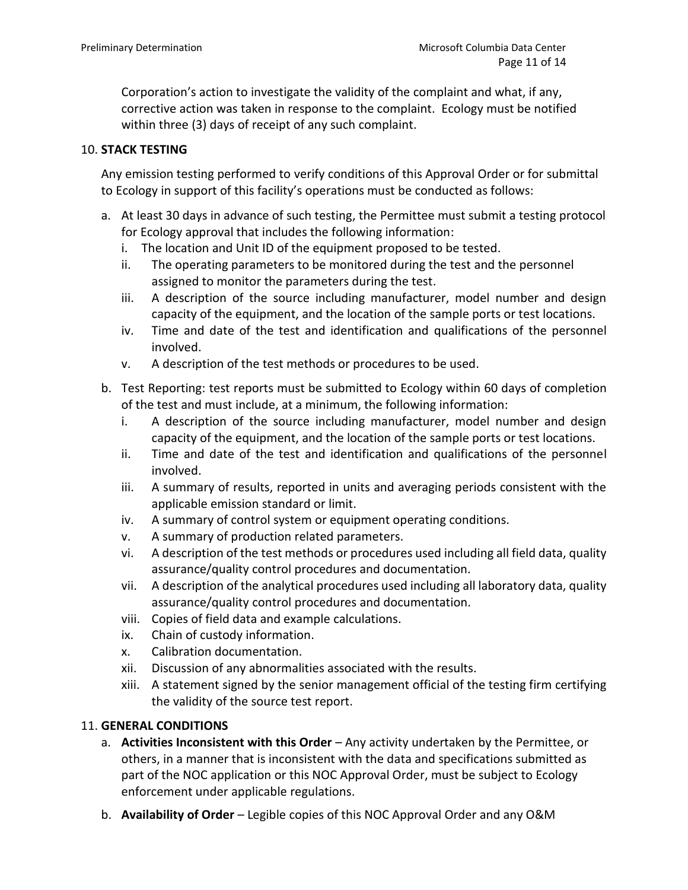Corporation's action to investigate the validity of the complaint and what, if any, corrective action was taken in response to the complaint. Ecology must be notified within three (3) days of receipt of any such complaint.

10. **STACK TESTING**

Any emission testing performed to verify conditions of this Approval Order or for submittal to Ecology in support of this facility's operations must be conducted as follows:

a. At least 30 days in advance of such testing, the Permittee must submit a testing protocol for Ecology approval that includes the following information:
   i. The location and Unit ID of the equipment proposed to be tested.
   ii. The operating parameters to be monitored during the test and the personnel assigned to monitor the parameters during the test.
   iii. A description of the source including manufacturer, model number and design capacity of the equipment, and the location of the sample ports or test locations.
   iv. Time and date of the test and identification and qualifications of the personnel involved.
   v. A description of the test methods or procedures to be used.

b. Test Reporting: test reports must be submitted to Ecology within 60 days of completion of the test and must include, at a minimum, the following information:
   i. A description of the source including manufacturer, model number and design capacity of the equipment, and the location of the sample ports or test locations.
   ii. Time and date of the test and identification and qualifications of the personnel involved.
   iii. A summary of results, reported in units and averaging periods consistent with the applicable emission standard or limit.
   iv. A summary of control system or equipment operating conditions.
   v. A summary of production related parameters.
   vi. A description of the test methods or procedures used including all field data, quality assurance/quality control procedures and documentation.
   vii. A description of the analytical procedures used including all laboratory data, quality assurance/quality control procedures and documentation.
   viii. Copies of field data and example calculations.
   ix. Chain of custody information.
   x. Calibration documentation.
   xii. Discussion of any abnormalities associated with the results.
   xiii. A statement signed by the senior management official of the testing firm certifying the validity of the source test report.

11. **GENERAL CONDITIONS**

a. **Activities Inconsistent with this Order** – Any activity undertaken by the Permittee, or others, in a manner that is inconsistent with the data and specifications submitted as part of the NOC application or this NOC Approval Order, must be subject to Ecology enforcement under applicable regulations.

b. **Availability of Order** – Legible copies of this NOC Approval Order and any O&M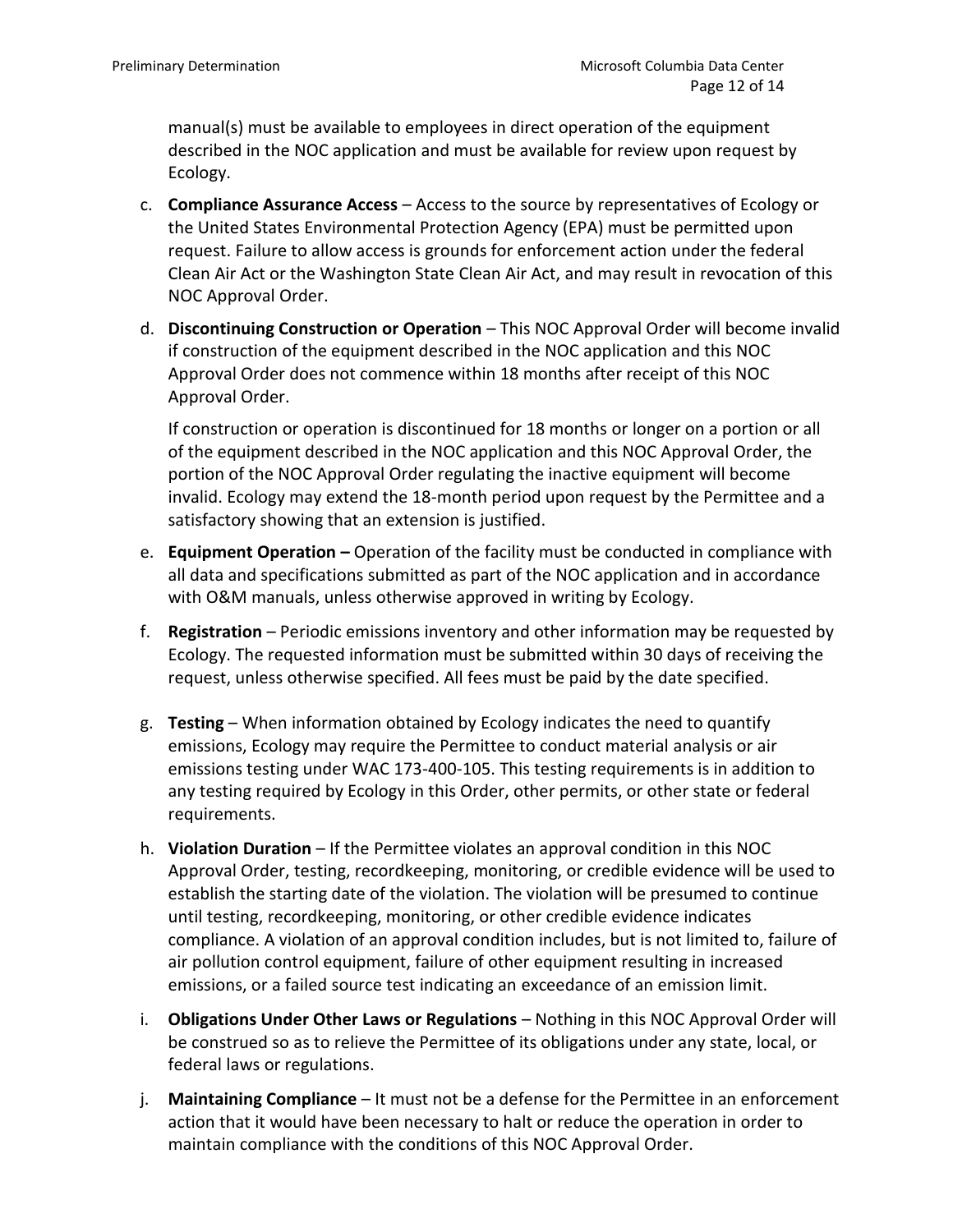manual(s) must be available to employees in direct operation of the equipment described in the NOC application and must be available for review upon request by Ecology.

c. **Compliance Assurance Access** – Access to the source by representatives of Ecology or the United States Environmental Protection Agency (EPA) must be permitted upon request. Failure to allow access is grounds for enforcement action under the federal Clean Air Act or the Washington State Clean Air Act, and may result in revocation of this NOC Approval Order.

d. **Discontinuing Construction or Operation** – This NOC Approval Order will become invalid if construction of the equipment described in the NOC application and this NOC Approval Order does not commence within 18 months after receipt of this NOC Approval Order.

   If construction or operation is discontinued for 18 months or longer on a portion or all of the equipment described in the NOC application and this NOC Approval Order, the portion of the NOC Approval Order regulating the inactive equipment will become invalid. Ecology may extend the 18-month period upon request by the Permittee and a satisfactory showing that an extension is justified.

e. **Equipment Operation –** Operation of the facility must be conducted in compliance with all data and specifications submitted as part of the NOC application and in accordance with O&M manuals, unless otherwise approved in writing by Ecology.

f. **Registration** – Periodic emissions inventory and other information may be requested by Ecology. The requested information must be submitted within 30 days of receiving the request, unless otherwise specified. All fees must be paid by the date specified.

g. **Testing** – When information obtained by Ecology indicates the need to quantify emissions, Ecology may require the Permittee to conduct material analysis or air emissions testing under WAC 173-400-105. This testing requirements is in addition to any testing required by Ecology in this Order, other permits, or other state or federal requirements.

h. **Violation Duration** – If the Permittee violates an approval condition in this NOC Approval Order, testing, recordkeeping, monitoring, or credible evidence will be used to establish the starting date of the violation. The violation will be presumed to continue until testing, recordkeeping, monitoring, or other credible evidence indicates compliance. A violation of an approval condition includes, but is not limited to, failure of air pollution control equipment, failure of other equipment resulting in increased emissions, or a failed source test indicating an exceedance of an emission limit.

i. **Obligations Under Other Laws or Regulations** – Nothing in this NOC Approval Order will be construed so as to relieve the Permittee of its obligations under any state, local, or federal laws or regulations.

j. **Maintaining Compliance** – It must not be a defense for the Permittee in an enforcement action that it would have been necessary to halt or reduce the operation in order to maintain compliance with the conditions of this NOC Approval Order.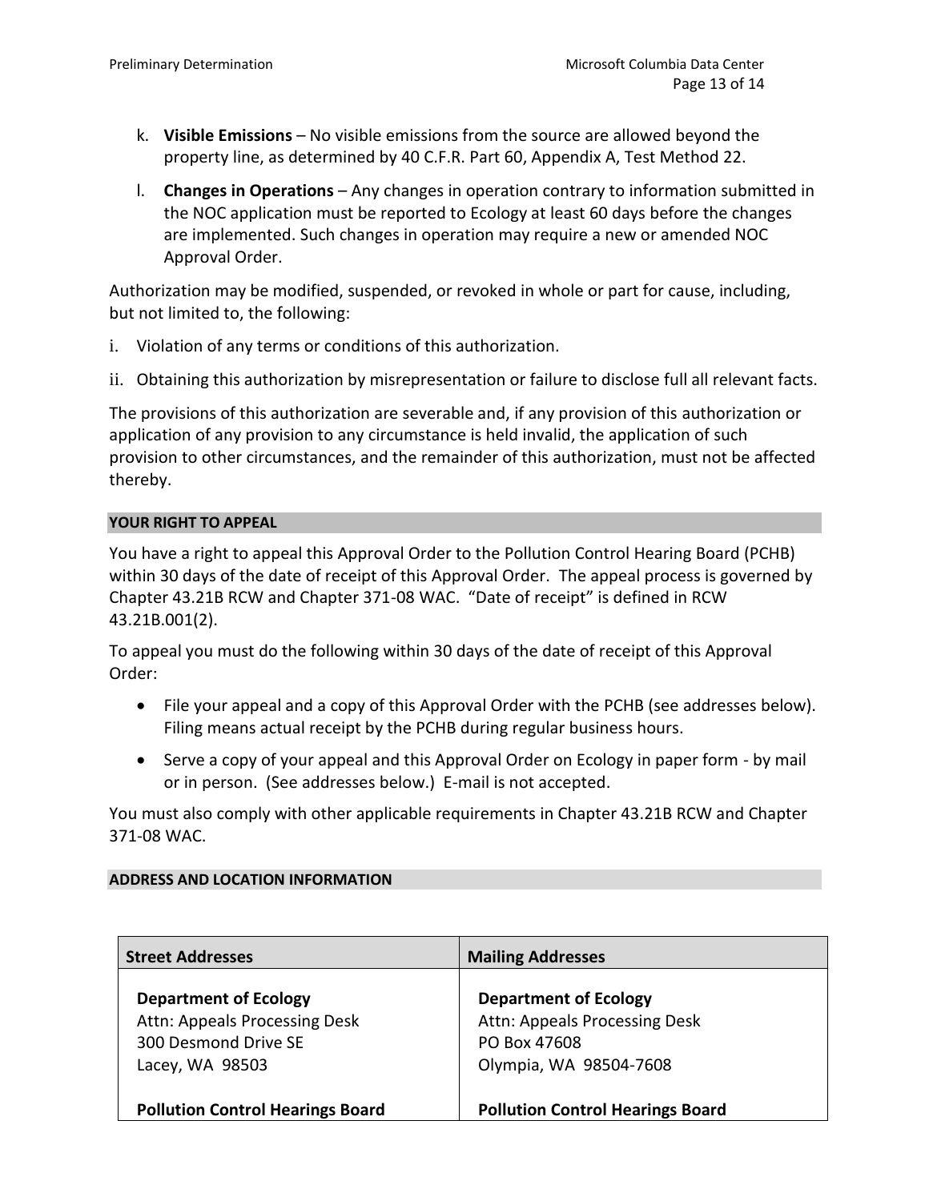k. **Visible Emissions** – No visible emissions from the source are allowed beyond the property line, as determined by 40 C.F.R. Part 60, Appendix A, Test Method 22.

l. **Changes in Operations** – Any changes in operation contrary to information submitted in the NOC application must be reported to Ecology at least 60 days before the changes are implemented. Such changes in operation may require a new or amended NOC Approval Order.

Authorization may be modified, suspended, or revoked in whole or part for cause, including, but not limited to, the following:

i. Violation of any terms or conditions of this authorization.

ii. Obtaining this authorization by misrepresentation or failure to disclose full all relevant facts.

The provisions of this authorization are severable and, if any provision of this authorization or application of any provision to any circumstance is held invalid, the application of such provision to other circumstances, and the remainder of this authorization, must not be affected thereby.

## YOUR RIGHT TO APPEAL

You have a right to appeal this Approval Order to the Pollution Control Hearing Board (PCHB) within 30 days of the date of receipt of this Approval Order. The appeal process is governed by Chapter 43.21B RCW and Chapter 371-08 WAC. "Date of receipt" is defined in RCW 43.21B.001(2).

To appeal you must do the following within 30 days of the date of receipt of this Approval Order:

- File your appeal and a copy of this Approval Order with the PCHB (see addresses below). Filing means actual receipt by the PCHB during regular business hours.
- Serve a copy of your appeal and this Approval Order on Ecology in paper form - by mail or in person. (See addresses below.) E-mail is not accepted.

You must also comply with other applicable requirements in Chapter 43.21B RCW and Chapter 371-08 WAC.

## ADDRESS AND LOCATION INFORMATION

| Street Addresses | Mailing Addresses |
|---|---|
| **Department of Ecology**<br>Attn: Appeals Processing Desk<br>300 Desmond Drive SE<br>Lacey, WA 98503 | **Department of Ecology**<br>Attn: Appeals Processing Desk<br>PO Box 47608<br>Olympia, WA 98504-7608 |
| **Pollution Control Hearings Board** | **Pollution Control Hearings Board** |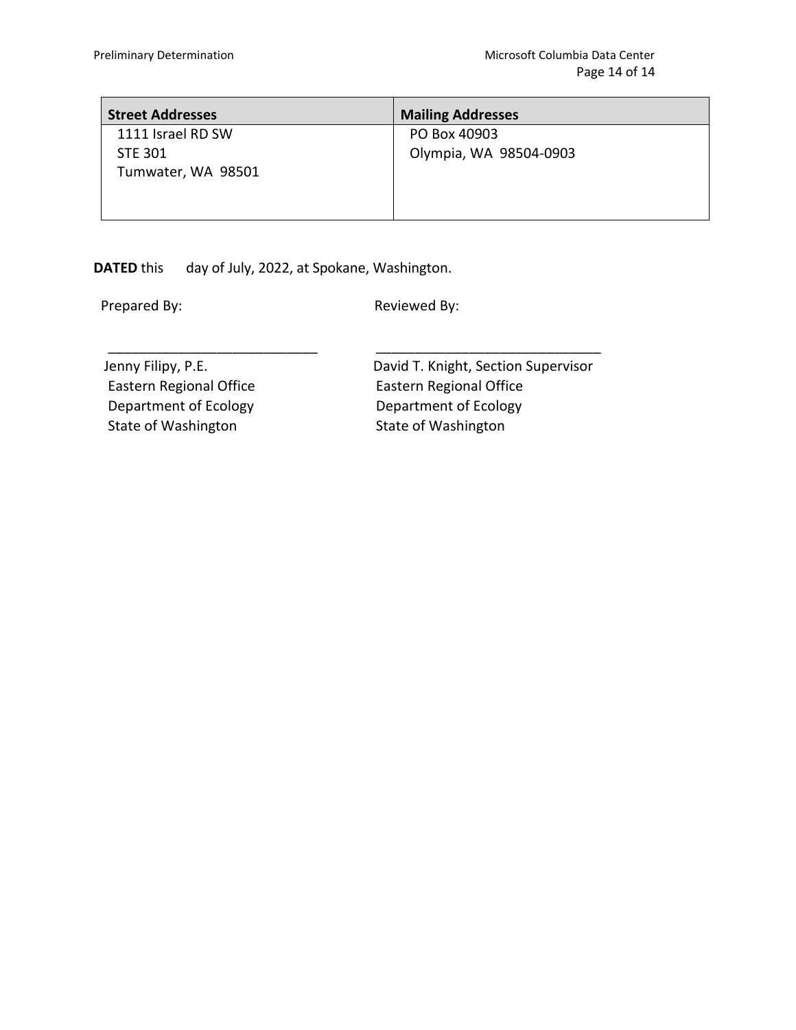| Street Addresses | Mailing Addresses |
| --- | --- |
| 1111 Israel RD SW<br>STE 301<br>Tumwater, WA 98501 | PO Box 40903<br>Olympia, WA 98504-0903 |

**DATED** this      day of July, 2022, at Spokane, Washington.

Prepared By:

____________________________

Jenny Filipy, P.E.
Eastern Regional Office
Department of Ecology
State of Washington

Reviewed By:

______________________________

David T. Knight, Section Supervisor
Eastern Regional Office
Department of Ecology
State of Washington